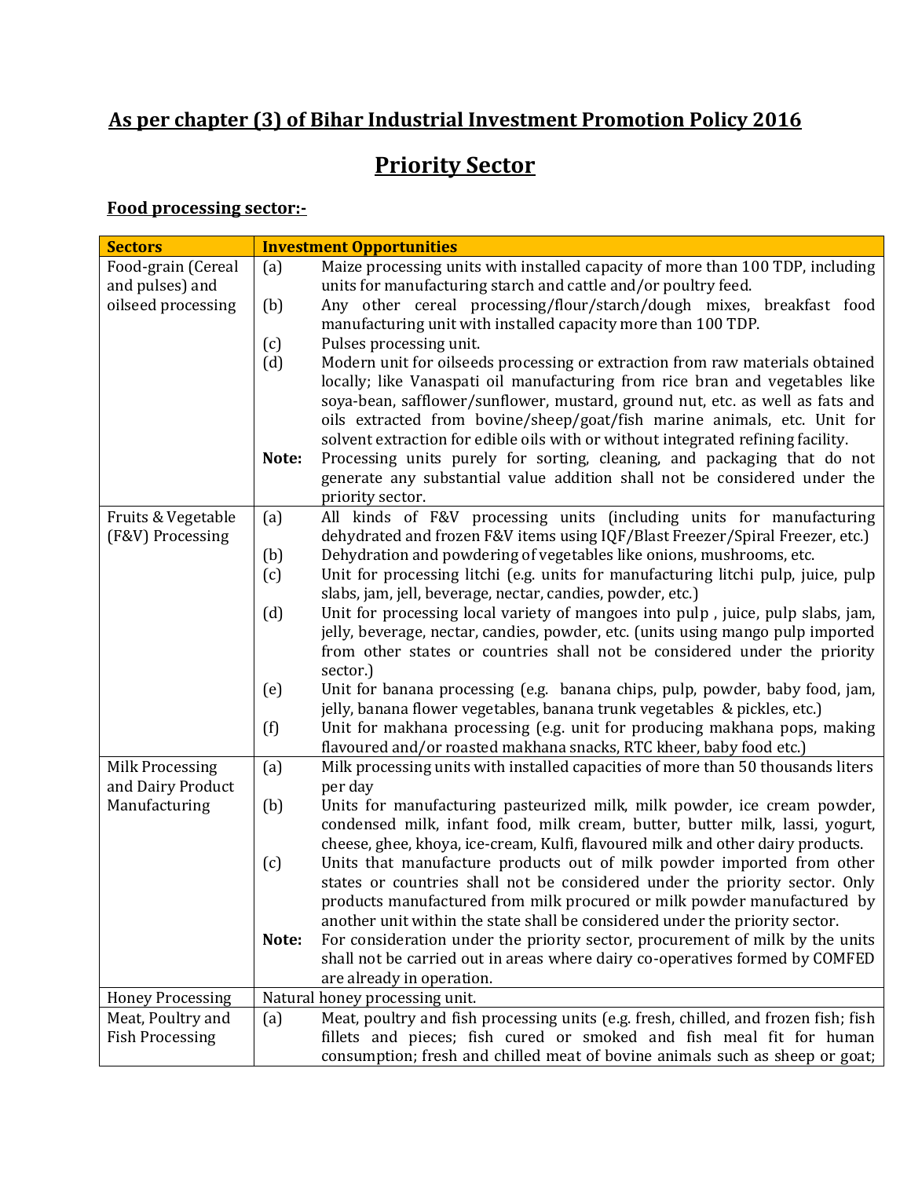## As per chapter (3) of Bihar Industrial Investment Promotion Policy 2016

## Priority Sector

### Food processing sector:-

| Sectors | Investment Opportunities | |
|---|---|---|
| Food-grain (Cereal and pulses) and oilseed processing | (a) | Maize processing units with installed capacity of more than 100 TDP, including units for manufacturing starch and cattle and/or poultry feed. |
| | (b) | Any other cereal processing/flour/starch/dough mixes, breakfast food manufacturing unit with installed capacity more than 100 TDP. |
| | (c) | Pulses processing unit. |
| | (d) | Modern unit for oilseeds processing or extraction from raw materials obtained locally; like Vanaspati oil manufacturing from rice bran and vegetables like soya-bean, safflower/sunflower, mustard, ground nut, etc. as well as fats and oils extracted from bovine/sheep/goat/fish marine animals, etc. Unit for solvent extraction for edible oils with or without integrated refining facility. |
| | **Note:** | Processing units purely for sorting, cleaning, and packaging that do not generate any substantial value addition shall not be considered under the priority sector. |
| Fruits & Vegetable (F&V) Processing | (a) | All kinds of F&V processing units (including units for manufacturing dehydrated and frozen F&V items using IQF/Blast Freezer/Spiral Freezer, etc.) |
| | (b) | Dehydration and powdering of vegetables like onions, mushrooms, etc. |
| | (c) | Unit for processing litchi (e.g. units for manufacturing litchi pulp, juice, pulp slabs, jam, jell, beverage, nectar, candies, powder, etc.) |
| | (d) | Unit for processing local variety of mangoes into pulp , juice, pulp slabs, jam, jelly, beverage, nectar, candies, powder, etc. (units using mango pulp imported from other states or countries shall not be considered under the priority sector.) |
| | (e) | Unit for banana processing (e.g. banana chips, pulp, powder, baby food, jam, jelly, banana flower vegetables, banana trunk vegetables & pickles, etc.) |
| | (f) | Unit for makhana processing (e.g. unit for producing makhana pops, making flavoured and/or roasted makhana snacks, RTC kheer, baby food etc.) |
| Milk Processing and Dairy Product Manufacturing | (a) | Milk processing units with installed capacities of more than 50 thousands liters per day |
| | (b) | Units for manufacturing pasteurized milk, milk powder, ice cream powder, condensed milk, infant food, milk cream, butter, butter milk, lassi, yogurt, cheese, ghee, khoya, ice-cream, Kulfi, flavoured milk and other dairy products. |
| | (c) | Units that manufacture products out of milk powder imported from other states or countries shall not be considered under the priority sector. Only products manufactured from milk procured or milk powder manufactured by another unit within the state shall be considered under the priority sector. |
| | **Note:** | For consideration under the priority sector, procurement of milk by the units shall not be carried out in areas where dairy co-operatives formed by COMFED are already in operation. |
| Honey Processing | Natural honey processing unit. | |
| Meat, Poultry and Fish Processing | (a) | Meat, poultry and fish processing units (e.g. fresh, chilled, and frozen fish; fish fillets and pieces; fish cured or smoked and fish meal fit for human consumption; fresh and chilled meat of bovine animals such as sheep or goat; |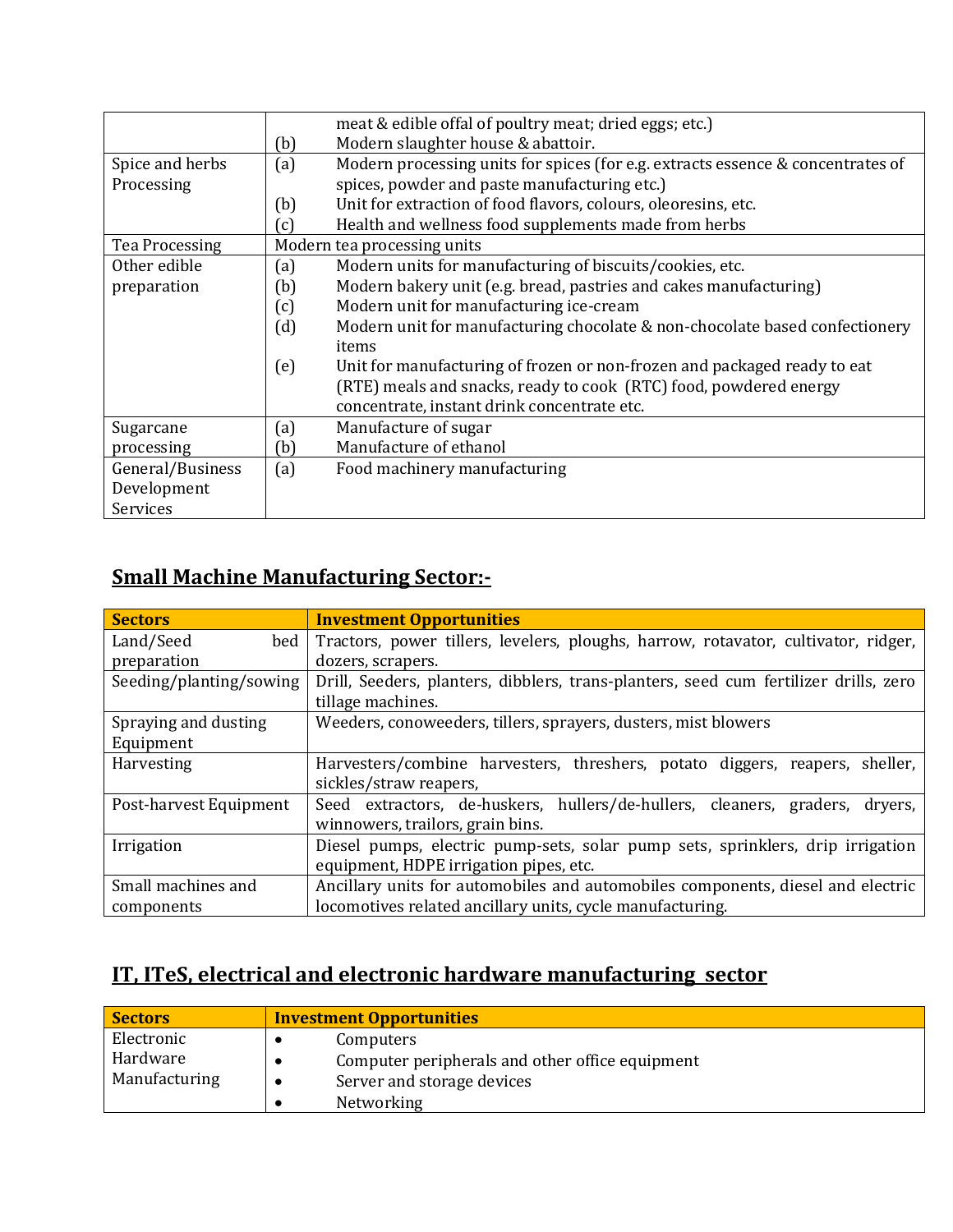| | |
|---|---|
| | meat & edible offal of poultry meat; dried eggs; etc.)<br>(b) Modern slaughter house & abattoir. |
| Spice and herbs Processing | (a) Modern processing units for spices (for e.g. extracts essence & concentrates of spices, powder and paste manufacturing etc.)<br>(b) Unit for extraction of food flavors, colours, oleoresins, etc.<br>(c) Health and wellness food supplements made from herbs |
| Tea Processing | Modern tea processing units |
| Other edible preparation | (a) Modern units for manufacturing of biscuits/cookies, etc.<br>(b) Modern bakery unit (e.g. bread, pastries and cakes manufacturing)<br>(c) Modern unit for manufacturing ice-cream<br>(d) Modern unit for manufacturing chocolate & non-chocolate based confectionery items<br>(e) Unit for manufacturing of frozen or non-frozen and packaged ready to eat (RTE) meals and snacks, ready to cook (RTC) food, powdered energy concentrate, instant drink concentrate etc. |
| Sugarcane processing | (a) Manufacture of sugar<br>(b) Manufacture of ethanol |
| General/Business Development Services | (a) Food machinery manufacturing |

## Small Machine Manufacturing Sector:-

| Sectors | Investment Opportunities |
|---|---|
| Land/Seed bed preparation | Tractors, power tillers, levelers, ploughs, harrow, rotavator, cultivator, ridger, dozers, scrapers. |
| Seeding/planting/sowing | Drill, Seeders, planters, dibblers, trans-planters, seed cum fertilizer drills, zero tillage machines. |
| Spraying and dusting Equipment | Weeders, conoweeders, tillers, sprayers, dusters, mist blowers |
| Harvesting | Harvesters/combine harvesters, threshers, potato diggers, reapers, sheller, sickles/straw reapers, |
| Post-harvest Equipment | Seed extractors, de-huskers, hullers/de-hullers, cleaners, graders, dryers, winnowers, trailors, grain bins. |
| Irrigation | Diesel pumps, electric pump-sets, solar pump sets, sprinklers, drip irrigation equipment, HDPE irrigation pipes, etc. |
| Small machines and components | Ancillary units for automobiles and automobiles components, diesel and electric locomotives related ancillary units, cycle manufacturing. |

## IT, ITeS, electrical and electronic hardware manufacturing sector

| Sectors | Investment Opportunities |
|---|---|
| Electronic Hardware Manufacturing | • Computers<br>• Computer peripherals and other office equipment<br>• Server and storage devices<br>• Networking |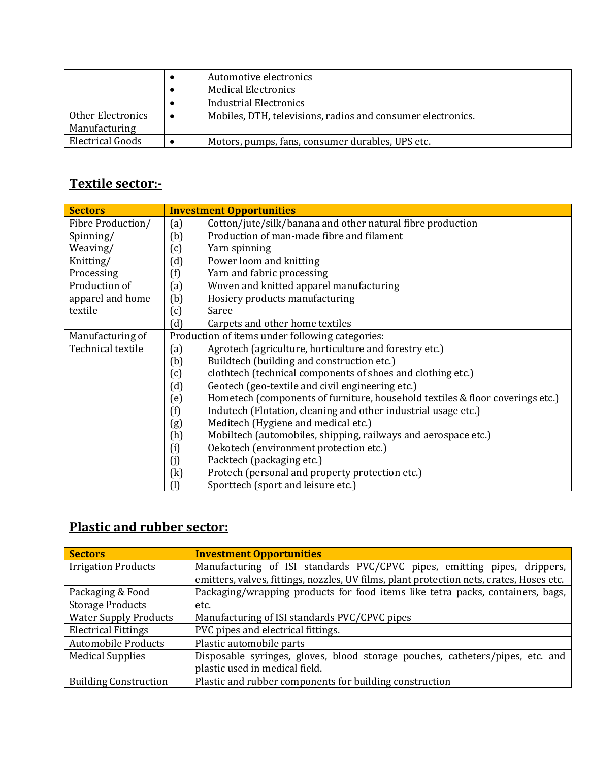| | |
|---|---|
| | • Automotive electronics<br>• Medical Electronics<br>• Industrial Electronics |
| Other Electronics Manufacturing | • Mobiles, DTH, televisions, radios and consumer electronics. |
| Electrical Goods | • Motors, pumps, fans, consumer durables, UPS etc. |

## Textile sector:-

| Sectors | Investment Opportunities |
|---|---|
| Fibre Production/ Spinning/ Weaving/ Knitting/ Processing | (a) Cotton/jute/silk/banana and other natural fibre production<br>(b) Production of man-made fibre and filament<br>(c) Yarn spinning<br>(d) Power loom and knitting<br>(f) Yarn and fabric processing |
| Production of apparel and home textile | (a) Woven and knitted apparel manufacturing<br>(b) Hosiery products manufacturing<br>(c) Saree<br>(d) Carpets and other home textiles |
| Manufacturing of Technical textile | Production of items under following categories:<br>(a) Agrotech (agriculture, horticulture and forestry etc.)<br>(b) Buildtech (building and construction etc.)<br>(c) clothtech (technical components of shoes and clothing etc.)<br>(d) Geotech (geo-textile and civil engineering etc.)<br>(e) Hometech (components of furniture, household textiles & floor coverings etc.)<br>(f) Indutech (Flotation, cleaning and other industrial usage etc.)<br>(g) Meditech (Hygiene and medical etc.)<br>(h) Mobiltech (automobiles, shipping, railways and aerospace etc.)<br>(i) Oekotech (environment protection etc.)<br>(j) Packtech (packaging etc.)<br>(k) Protech (personal and property protection etc.)<br>(l) Sporttech (sport and leisure etc.) |

## Plastic and rubber sector:

| Sectors | Investment Opportunities |
|---|---|
| Irrigation Products | Manufacturing of ISI standards PVC/CPVC pipes, emitting pipes, drippers, emitters, valves, fittings, nozzles, UV films, plant protection nets, crates, Hoses etc. |
| Packaging & Food Storage Products | Packaging/wrapping products for food items like tetra packs, containers, bags, etc. |
| Water Supply Products | Manufacturing of ISI standards PVC/CPVC pipes |
| Electrical Fittings | PVC pipes and electrical fittings. |
| Automobile Products | Plastic automobile parts |
| Medical Supplies | Disposable syringes, gloves, blood storage pouches, catheters/pipes, etc. and plastic used in medical field. |
| Building Construction | Plastic and rubber components for building construction |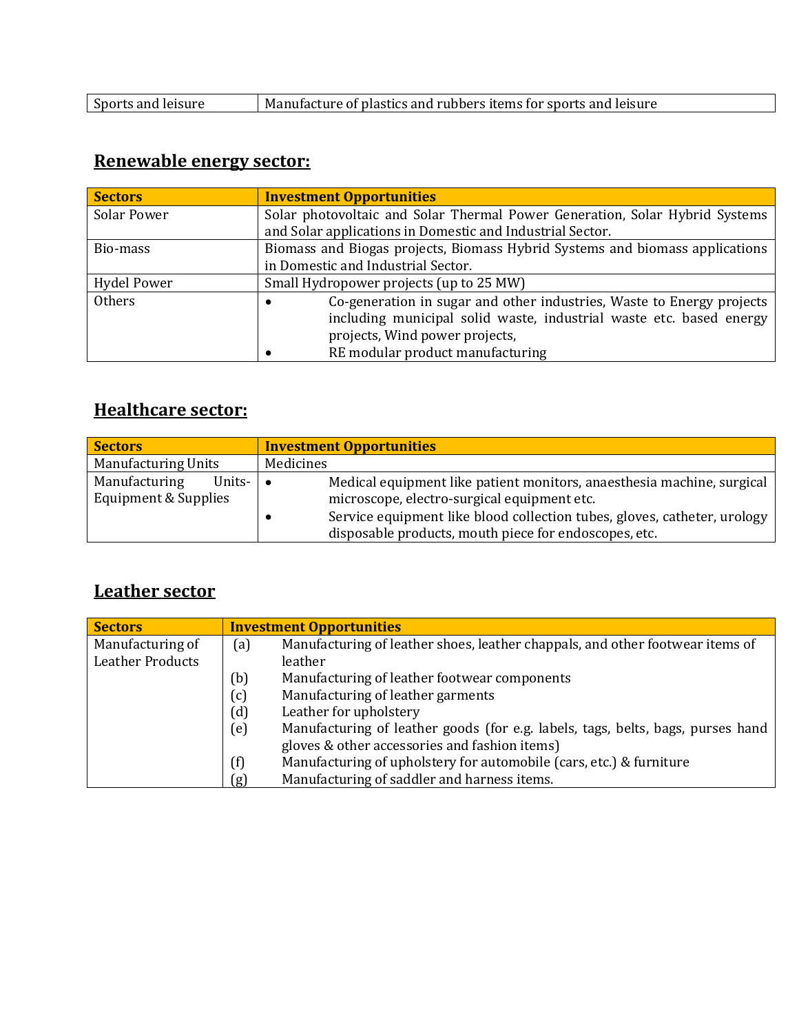| | |
|---|---|
| Sports and leisure | Manufacture of plastics and rubbers items for sports and leisure |

## Renewable energy sector:

| Sectors | Investment Opportunities |
|---|---|
| Solar Power | Solar photovoltaic and Solar Thermal Power Generation, Solar Hybrid Systems and Solar applications in Domestic and Industrial Sector. |
| Bio-mass | Biomass and Biogas projects, Biomass Hybrid Systems and biomass applications in Domestic and Industrial Sector. |
| Hydel Power | Small Hydropower projects (up to 25 MW) |
| Others | • Co-generation in sugar and other industries, Waste to Energy projects including municipal solid waste, industrial waste etc. based energy projects, Wind power projects,<br>• RE modular product manufacturing |

## Healthcare sector:

| Sectors | Investment Opportunities |
|---|---|
| Manufacturing Units | Medicines |
| Manufacturing Units- Equipment & Supplies | • Medical equipment like patient monitors, anaesthesia machine, surgical microscope, electro-surgical equipment etc.<br>• Service equipment like blood collection tubes, gloves, catheter, urology disposable products, mouth piece for endoscopes, etc. |

## Leather sector

| Sectors | Investment Opportunities |
|---|---|
| Manufacturing of Leather Products | (a) Manufacturing of leather shoes, leather chappals, and other footwear items of leather<br>(b) Manufacturing of leather footwear components<br>(c) Manufacturing of leather garments<br>(d) Leather for upholstery<br>(e) Manufacturing of leather goods (for e.g. labels, tags, belts, bags, purses hand gloves & other accessories and fashion items)<br>(f) Manufacturing of upholstery for automobile (cars, etc.) & furniture<br>(g) Manufacturing of saddler and harness items. |